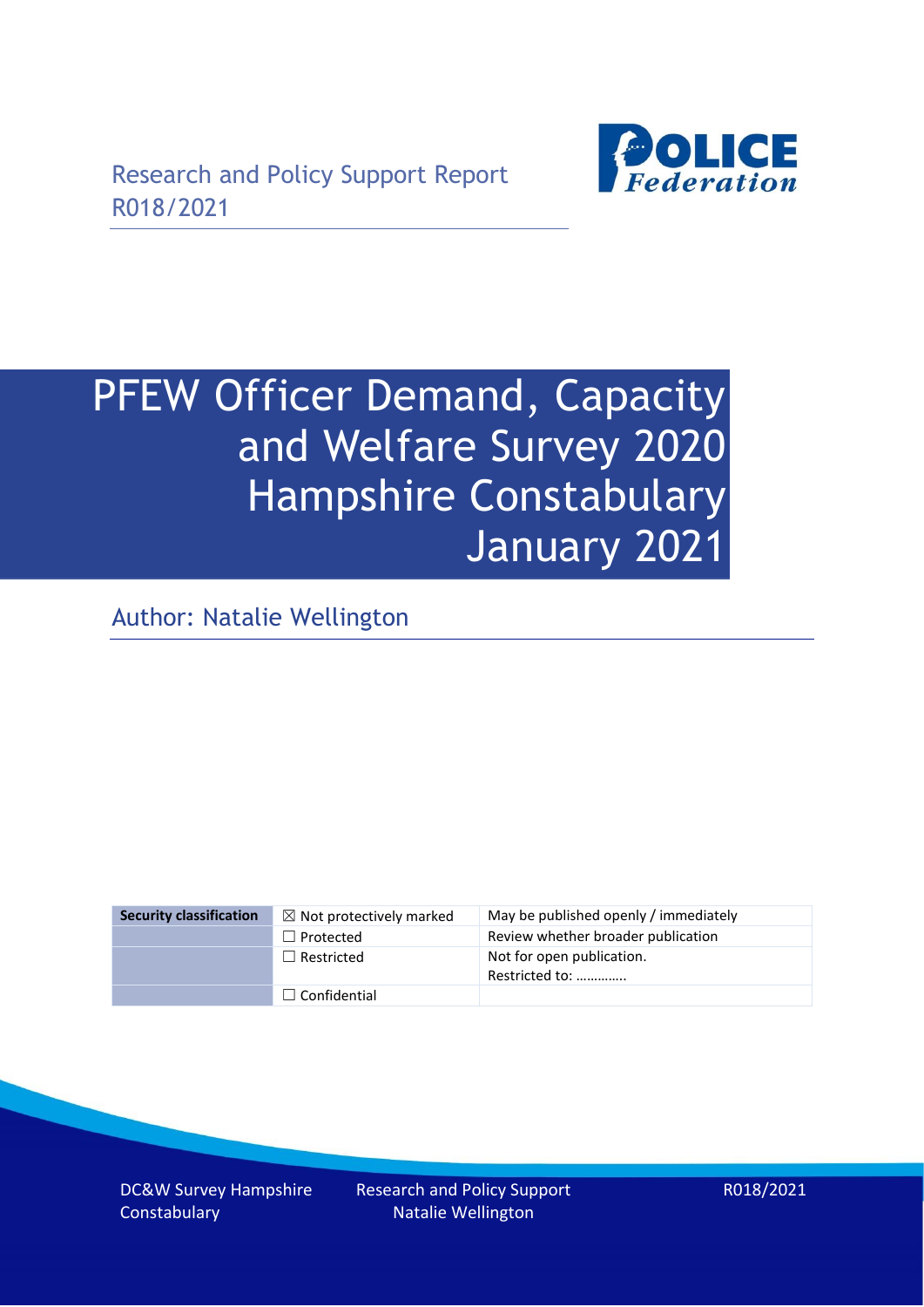Research and Policy Support Report
R018/2021

# PFEW Officer Demand, Capacity and Welfare Survey 2020 Hampshire Constabulary January 2021

Author: Natalie Wellington

| | | |
|---|---|---|
| **Security classification** | ☒ Not protectively marked | May be published openly / immediately |
| | ☐ Protected | Review whether broader publication |
| | ☐ Restricted | Not for open publication. Restricted to: ………….. |
| | ☐ Confidential | |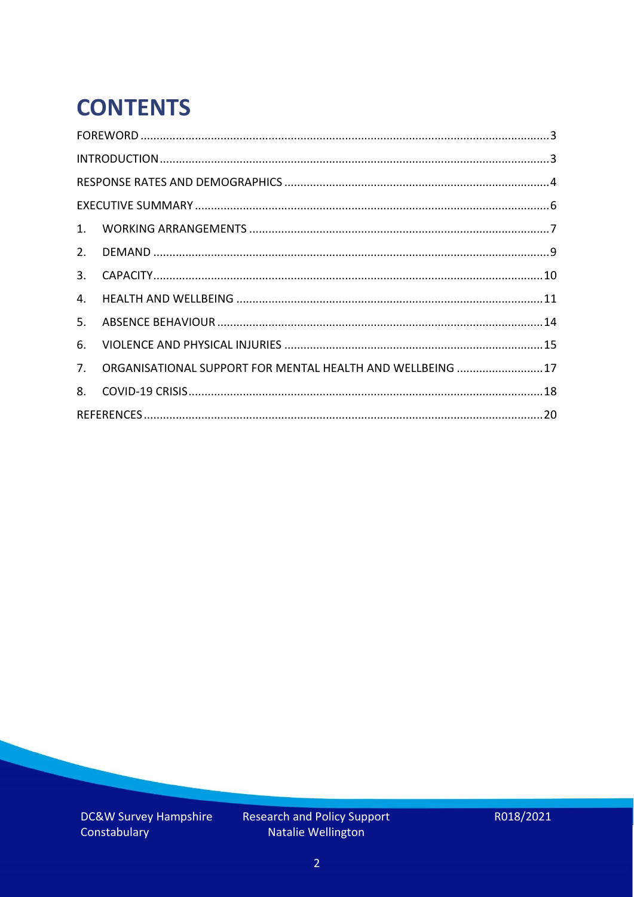# CONTENTS

FOREWORD ..... 3
INTRODUCTION ..... 3
RESPONSE RATES AND DEMOGRAPHICS ..... 4
EXECUTIVE SUMMARY ..... 6
1. WORKING ARRANGEMENTS ..... 7
2. DEMAND ..... 9
3. CAPACITY ..... 10
4. HEALTH AND WELLBEING ..... 11
5. ABSENCE BEHAVIOUR ..... 14
6. VIOLENCE AND PHYSICAL INJURIES ..... 15
7. ORGANISATIONAL SUPPORT FOR MENTAL HEALTH AND WELLBEING ..... 17
8. COVID-19 CRISIS ..... 18
REFERENCES ..... 20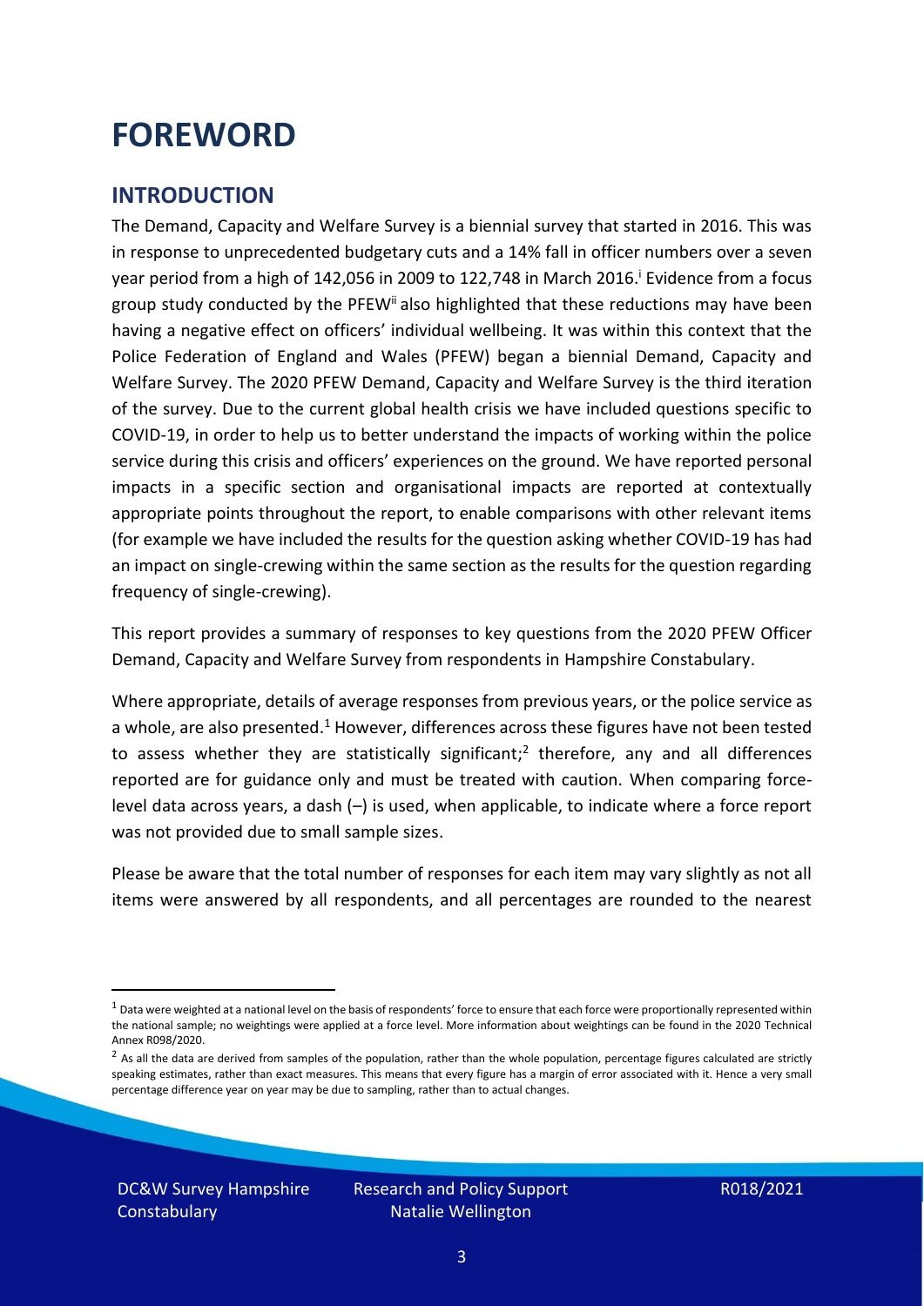# FOREWORD

## INTRODUCTION

The Demand, Capacity and Welfare Survey is a biennial survey that started in 2016. This was in response to unprecedented budgetary cuts and a 14% fall in officer numbers over a seven year period from a high of 142,056 in 2009 to 122,748 in March 2016.[i] Evidence from a focus group study conducted by the PFEW[ii] also highlighted that these reductions may have been having a negative effect on officers' individual wellbeing. It was within this context that the Police Federation of England and Wales (PFEW) began a biennial Demand, Capacity and Welfare Survey. The 2020 PFEW Demand, Capacity and Welfare Survey is the third iteration of the survey. Due to the current global health crisis we have included questions specific to COVID-19, in order to help us to better understand the impacts of working within the police service during this crisis and officers' experiences on the ground. We have reported personal impacts in a specific section and organisational impacts are reported at contextually appropriate points throughout the report, to enable comparisons with other relevant items (for example we have included the results for the question asking whether COVID-19 has had an impact on single-crewing within the same section as the results for the question regarding frequency of single-crewing).

This report provides a summary of responses to key questions from the 2020 PFEW Officer Demand, Capacity and Welfare Survey from respondents in Hampshire Constabulary.

Where appropriate, details of average responses from previous years, or the police service as a whole, are also presented.[1] However, differences across these figures have not been tested to assess whether they are statistically significant;[2] therefore, any and all differences reported are for guidance only and must be treated with caution. When comparing force-level data across years, a dash (–) is used, when applicable, to indicate where a force report was not provided due to small sample sizes.

Please be aware that the total number of responses for each item may vary slightly as not all items were answered by all respondents, and all percentages are rounded to the nearest

[1] Data were weighted at a national level on the basis of respondents' force to ensure that each force were proportionally represented within the national sample; no weightings were applied at a force level. More information about weightings can be found in the 2020 Technical Annex R098/2020.

[2] As all the data are derived from samples of the population, rather than the whole population, percentage figures calculated are strictly speaking estimates, rather than exact measures. This means that every figure has a margin of error associated with it. Hence a very small percentage difference year on year may be due to sampling, rather than to actual changes.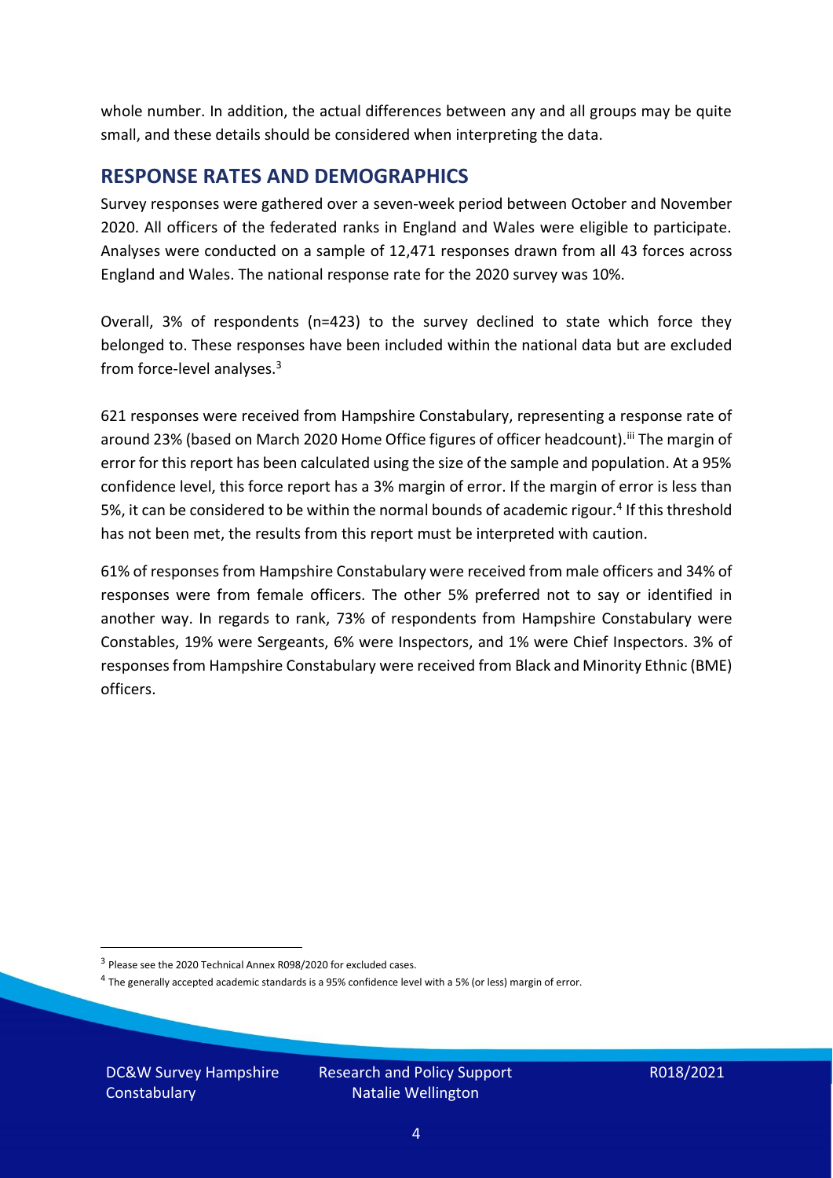whole number. In addition, the actual differences between any and all groups may be quite small, and these details should be considered when interpreting the data.

## RESPONSE RATES AND DEMOGRAPHICS

Survey responses were gathered over a seven-week period between October and November 2020. All officers of the federated ranks in England and Wales were eligible to participate. Analyses were conducted on a sample of 12,471 responses drawn from all 43 forces across England and Wales. The national response rate for the 2020 survey was 10%.

Overall, 3% of respondents (n=423) to the survey declined to state which force they belonged to. These responses have been included within the national data but are excluded from force-level analyses.[3]

621 responses were received from Hampshire Constabulary, representing a response rate of around 23% (based on March 2020 Home Office figures of officer headcount).[iii] The margin of error for this report has been calculated using the size of the sample and population. At a 95% confidence level, this force report has a 3% margin of error. If the margin of error is less than 5%, it can be considered to be within the normal bounds of academic rigour.[4] If this threshold has not been met, the results from this report must be interpreted with caution.

61% of responses from Hampshire Constabulary were received from male officers and 34% of responses were from female officers. The other 5% preferred not to say or identified in another way. In regards to rank, 73% of respondents from Hampshire Constabulary were Constables, 19% were Sergeants, 6% were Inspectors, and 1% were Chief Inspectors. 3% of responses from Hampshire Constabulary were received from Black and Minority Ethnic (BME) officers.

[3] Please see the 2020 Technical Annex R098/2020 for excluded cases.

[4] The generally accepted academic standards is a 95% confidence level with a 5% (or less) margin of error.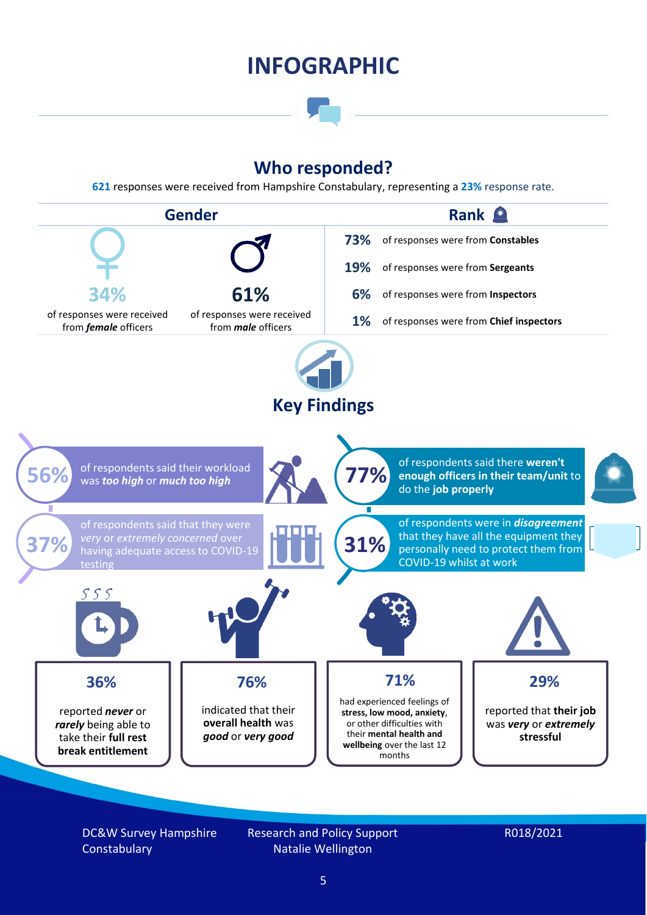# INFOGRAPHIC

## Who responded?

**621** responses were received from Hampshire Constabulary, representing a **23%** response rate.

### Gender

**34%** of responses were received from ***female*** officers

**61%** of responses were received from ***male*** officers

### Rank

**73%** of responses were from **Constables**

**19%** of responses were from **Sergeants**

**6%** of responses were from **Inspectors**

**1%** of responses were from **Chief inspectors**

## Key Findings

**56%** of respondents said their workload was ***too high*** or ***much too high***

**77%** of respondents said there **weren't enough officers in their team/unit** to do the **job properly**

**37%** of respondents said that they were *very* or *extremely concerned* over having adequate access to COVID-19 testing

**31%** of respondents were in ***disagreement*** that they have all the equipment they personally need to protect them from COVID-19 whilst at work

**36%** reported ***never*** or ***rarely*** being able to take their **full rest break entitlement**

**76%** indicated that their **overall health** was ***good*** or ***very good***

**71%** had experienced feelings of **stress, low mood, anxiety**, or other difficulties with their **mental health and wellbeing** over the last 12 months

**29%** reported that **their job** was ***very*** or ***extremely*** **stressful**

DC&W Survey Hampshire Constabulary

Research and Policy Support
Natalie Wellington

R018/2021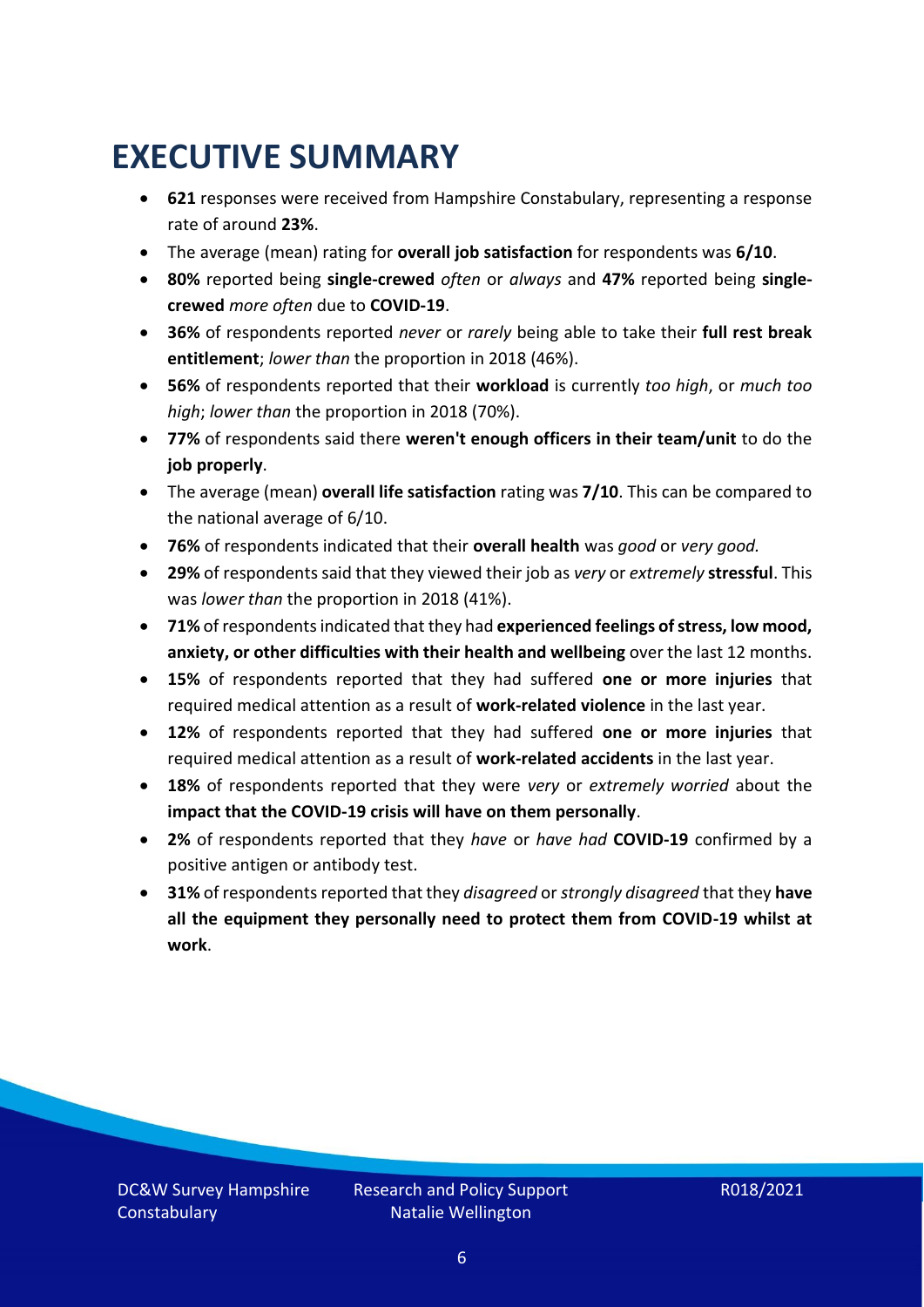# EXECUTIVE SUMMARY

- **621** responses were received from Hampshire Constabulary, representing a response rate of around **23%**.
- The average (mean) rating for **overall job satisfaction** for respondents was **6/10**.
- **80%** reported being **single-crewed** *often* or *always* and **47%** reported being **single-crewed** *more often* due to **COVID-19**.
- **36%** of respondents reported *never* or *rarely* being able to take their **full rest break entitlement**; *lower than* the proportion in 2018 (46%).
- **56%** of respondents reported that their **workload** is currently *too high*, or *much too high*; *lower than* the proportion in 2018 (70%).
- **77%** of respondents said there **weren't enough officers in their team/unit** to do the **job properly**.
- The average (mean) **overall life satisfaction** rating was **7/10**. This can be compared to the national average of 6/10.
- **76%** of respondents indicated that their **overall health** was *good* or *very good.*
- **29%** of respondents said that they viewed their job as *very* or *extremely* **stressful**. This was *lower than* the proportion in 2018 (41%).
- **71%** of respondents indicated that they had **experienced feelings of stress, low mood, anxiety, or other difficulties with their health and wellbeing** over the last 12 months.
- **15%** of respondents reported that they had suffered **one or more injuries** that required medical attention as a result of **work-related violence** in the last year.
- **12%** of respondents reported that they had suffered **one or more injuries** that required medical attention as a result of **work-related accidents** in the last year.
- **18%** of respondents reported that they were *very* or *extremely worried* about the **impact that the COVID-19 crisis will have on them personally**.
- **2%** of respondents reported that they *have* or *have had* **COVID-19** confirmed by a positive antigen or antibody test.
- **31%** of respondents reported that they *disagreed* or *strongly disagreed* that they **have all the equipment they personally need to protect them from COVID-19 whilst at work**.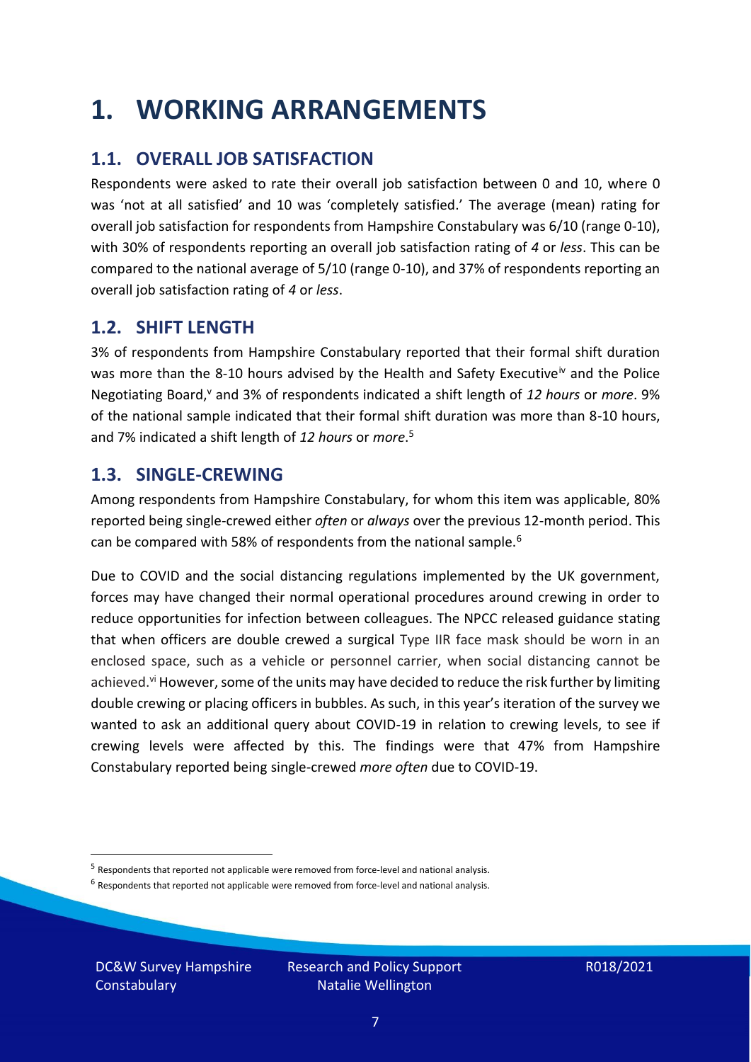# 1. WORKING ARRANGEMENTS

## 1.1. OVERALL JOB SATISFACTION

Respondents were asked to rate their overall job satisfaction between 0 and 10, where 0 was 'not at all satisfied' and 10 was 'completely satisfied.' The average (mean) rating for overall job satisfaction for respondents from Hampshire Constabulary was 6/10 (range 0-10), with 30% of respondents reporting an overall job satisfaction rating of *4* or *less*. This can be compared to the national average of 5/10 (range 0-10), and 37% of respondents reporting an overall job satisfaction rating of *4* or *less*.

## 1.2. SHIFT LENGTH

3% of respondents from Hampshire Constabulary reported that their formal shift duration was more than the 8-10 hours advised by the Health and Safety Executive[iv] and the Police Negotiating Board,[v] and 3% of respondents indicated a shift length of *12 hours* or *more*. 9% of the national sample indicated that their formal shift duration was more than 8-10 hours, and 7% indicated a shift length of *12 hours* or *more*.[5]

## 1.3. SINGLE-CREWING

Among respondents from Hampshire Constabulary, for whom this item was applicable, 80% reported being single-crewed either *often* or *always* over the previous 12-month period. This can be compared with 58% of respondents from the national sample.[6]

Due to COVID and the social distancing regulations implemented by the UK government, forces may have changed their normal operational procedures around crewing in order to reduce opportunities for infection between colleagues. The NPCC released guidance stating that when officers are double crewed a surgical Type IIR face mask should be worn in an enclosed space, such as a vehicle or personnel carrier, when social distancing cannot be achieved.[vi] However, some of the units may have decided to reduce the risk further by limiting double crewing or placing officers in bubbles. As such, in this year's iteration of the survey we wanted to ask an additional query about COVID-19 in relation to crewing levels, to see if crewing levels were affected by this. The findings were that 47% from Hampshire Constabulary reported being single-crewed *more often* due to COVID-19.

---

[5] Respondents that reported not applicable were removed from force-level and national analysis.

[6] Respondents that reported not applicable were removed from force-level and national analysis.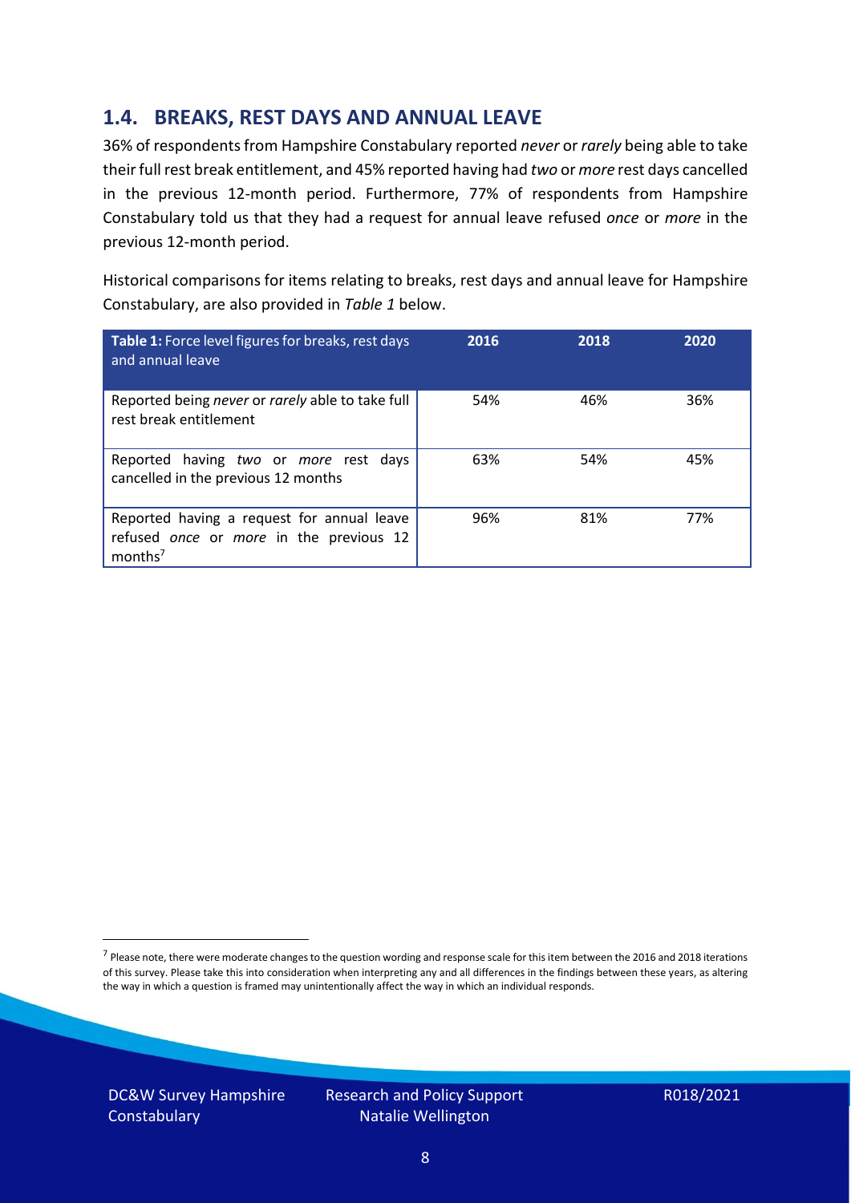## 1.4. BREAKS, REST DAYS AND ANNUAL LEAVE

36% of respondents from Hampshire Constabulary reported *never* or *rarely* being able to take their full rest break entitlement, and 45% reported having had *two* or *more* rest days cancelled in the previous 12-month period. Furthermore, 77% of respondents from Hampshire Constabulary told us that they had a request for annual leave refused *once* or *more* in the previous 12-month period.

Historical comparisons for items relating to breaks, rest days and annual leave for Hampshire Constabulary, are also provided in *Table 1* below.

| **Table 1:** Force level figures for breaks, rest days and annual leave | 2016 | 2018 | 2020 |
|---|---|---|---|
| Reported being *never* or *rarely* able to take full rest break entitlement | 54% | 46% | 36% |
| Reported having *two* or *more* rest days cancelled in the previous 12 months | 63% | 54% | 45% |
| Reported having a request for annual leave refused *once* or *more* in the previous 12 months[7] | 96% | 81% | 77% |

[7] Please note, there were moderate changes to the question wording and response scale for this item between the 2016 and 2018 iterations of this survey. Please take this into consideration when interpreting any and all differences in the findings between these years, as altering the way in which a question is framed may unintentionally affect the way in which an individual responds.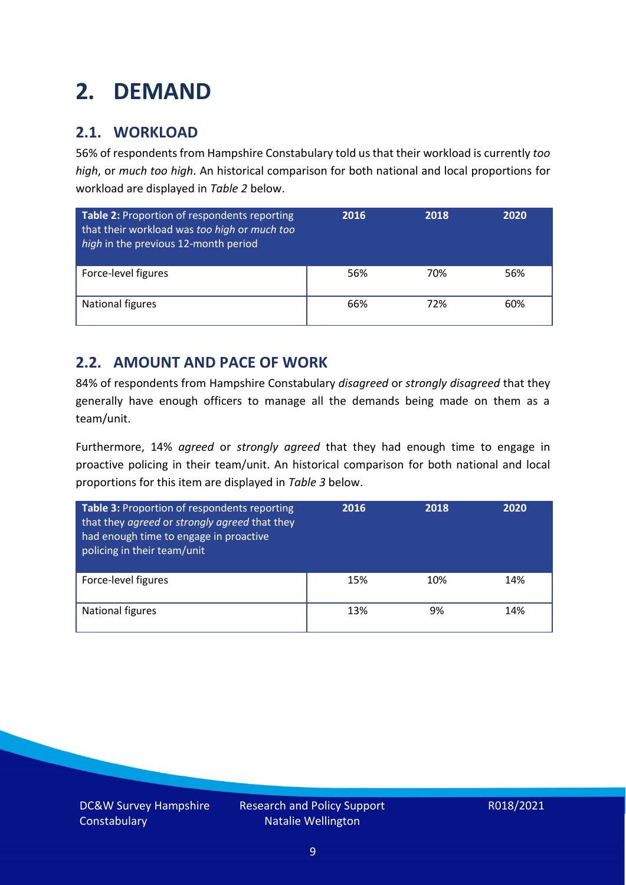# 2. DEMAND

## 2.1. WORKLOAD

56% of respondents from Hampshire Constabulary told us that their workload is currently *too high*, or *much too high*. An historical comparison for both national and local proportions for workload are displayed in *Table 2* below.

| **Table 2:** Proportion of respondents reporting that their workload was *too high* or *much too high* in the previous 12-month period | 2016 | 2018 | 2020 |
|---|---|---|---|
| Force-level figures | 56% | 70% | 56% |
| National figures | 66% | 72% | 60% |

## 2.2. AMOUNT AND PACE OF WORK

84% of respondents from Hampshire Constabulary *disagreed* or *strongly disagreed* that they generally have enough officers to manage all the demands being made on them as a team/unit.

Furthermore, 14% *agreed* or *strongly agreed* that they had enough time to engage in proactive policing in their team/unit. An historical comparison for both national and local proportions for this item are displayed in *Table 3* below.

| **Table 3:** Proportion of respondents reporting that they *agreed* or *strongly agreed* that they had enough time to engage in proactive policing in their team/unit | 2016 | 2018 | 2020 |
|---|---|---|---|
| Force-level figures | 15% | 10% | 14% |
| National figures | 13% | 9% | 14% |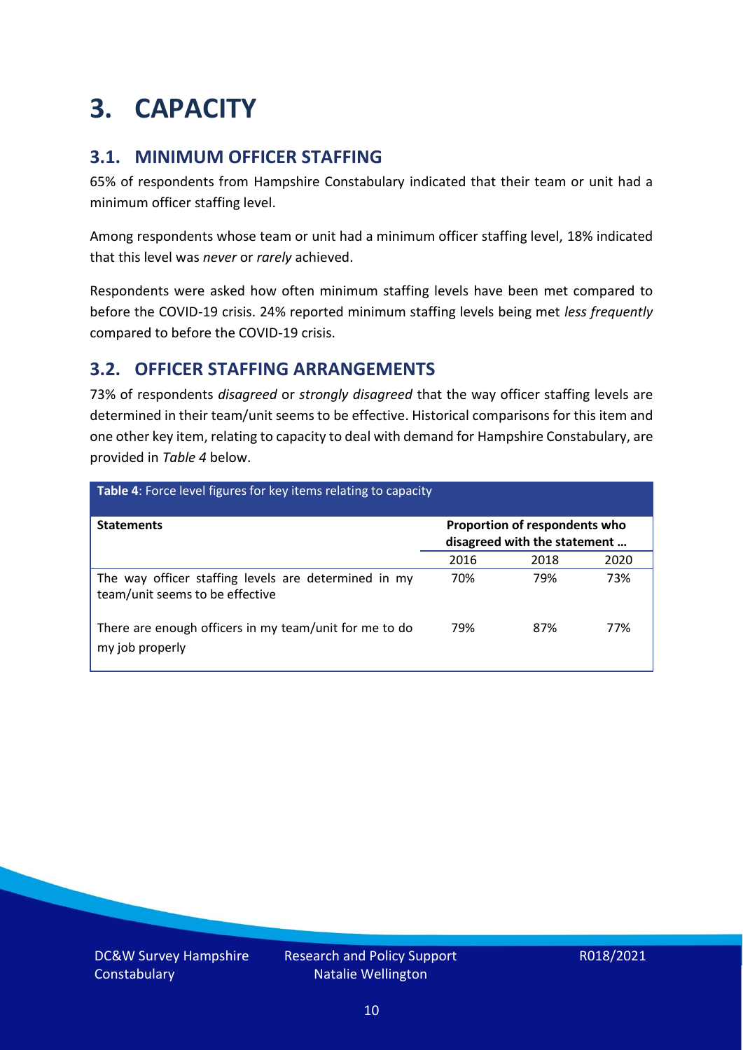# 3. CAPACITY

## 3.1. MINIMUM OFFICER STAFFING

65% of respondents from Hampshire Constabulary indicated that their team or unit had a minimum officer staffing level.

Among respondents whose team or unit had a minimum officer staffing level, 18% indicated that this level was *never* or *rarely* achieved.

Respondents were asked how often minimum staffing levels have been met compared to before the COVID-19 crisis. 24% reported minimum staffing levels being met *less frequently* compared to before the COVID-19 crisis.

## 3.2. OFFICER STAFFING ARRANGEMENTS

73% of respondents *disagreed* or *strongly disagreed* that the way officer staffing levels are determined in their team/unit seems to be effective. Historical comparisons for this item and one other key item, relating to capacity to deal with demand for Hampshire Constabulary, are provided in *Table 4* below.

**Table 4**: Force level figures for key items relating to capacity

| Statements | Proportion of respondents who disagreed with the statement … | | |
|---|---|---|---|
| | 2016 | 2018 | 2020 |
| The way officer staffing levels are determined in my team/unit seems to be effective | 70% | 79% | 73% |
| There are enough officers in my team/unit for me to do my job properly | 79% | 87% | 77% |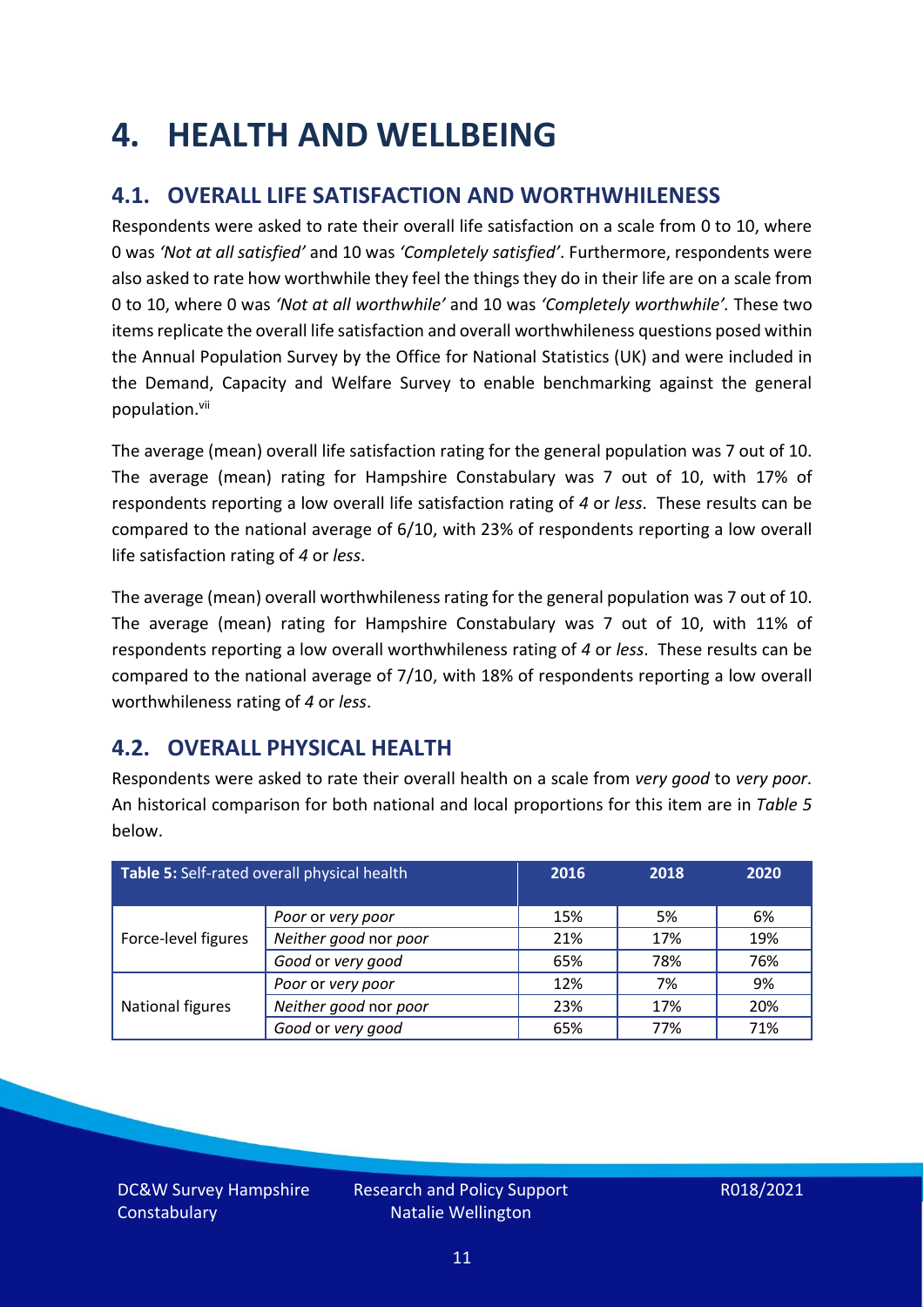# 4. HEALTH AND WELLBEING

## 4.1. OVERALL LIFE SATISFACTION AND WORTHWHILENESS

Respondents were asked to rate their overall life satisfaction on a scale from 0 to 10, where 0 was *'Not at all satisfied'* and 10 was *'Completely satisfied'*. Furthermore, respondents were also asked to rate how worthwhile they feel the things they do in their life are on a scale from 0 to 10, where 0 was *'Not at all worthwhile'* and 10 was *'Completely worthwhile'.* These two items replicate the overall life satisfaction and overall worthwhileness questions posed within the Annual Population Survey by the Office for National Statistics (UK) and were included in the Demand, Capacity and Welfare Survey to enable benchmarking against the general population.[vii]

The average (mean) overall life satisfaction rating for the general population was 7 out of 10. The average (mean) rating for Hampshire Constabulary was 7 out of 10, with 17% of respondents reporting a low overall life satisfaction rating of *4* or *less*. These results can be compared to the national average of 6/10, with 23% of respondents reporting a low overall life satisfaction rating of *4* or *less*.

The average (mean) overall worthwhileness rating for the general population was 7 out of 10. The average (mean) rating for Hampshire Constabulary was 7 out of 10, with 11% of respondents reporting a low overall worthwhileness rating of *4* or *less*. These results can be compared to the national average of 7/10, with 18% of respondents reporting a low overall worthwhileness rating of *4* or *less*.

## 4.2. OVERALL PHYSICAL HEALTH

Respondents were asked to rate their overall health on a scale from *very good* to *very poor*. An historical comparison for both national and local proportions for this item are in *Table 5* below.

| **Table 5:** Self-rated overall physical health | | 2016 | 2018 | 2020 |
|---|---|---|---|---|
| Force-level figures | *Poor* or *very poor* | 15% | 5% | 6% |
| | *Neither good* nor *poor* | 21% | 17% | 19% |
| | *Good* or *very good* | 65% | 78% | 76% |
| National figures | *Poor* or *very poor* | 12% | 7% | 9% |
| | *Neither good* nor *poor* | 23% | 17% | 20% |
| | *Good* or *very good* | 65% | 77% | 71% |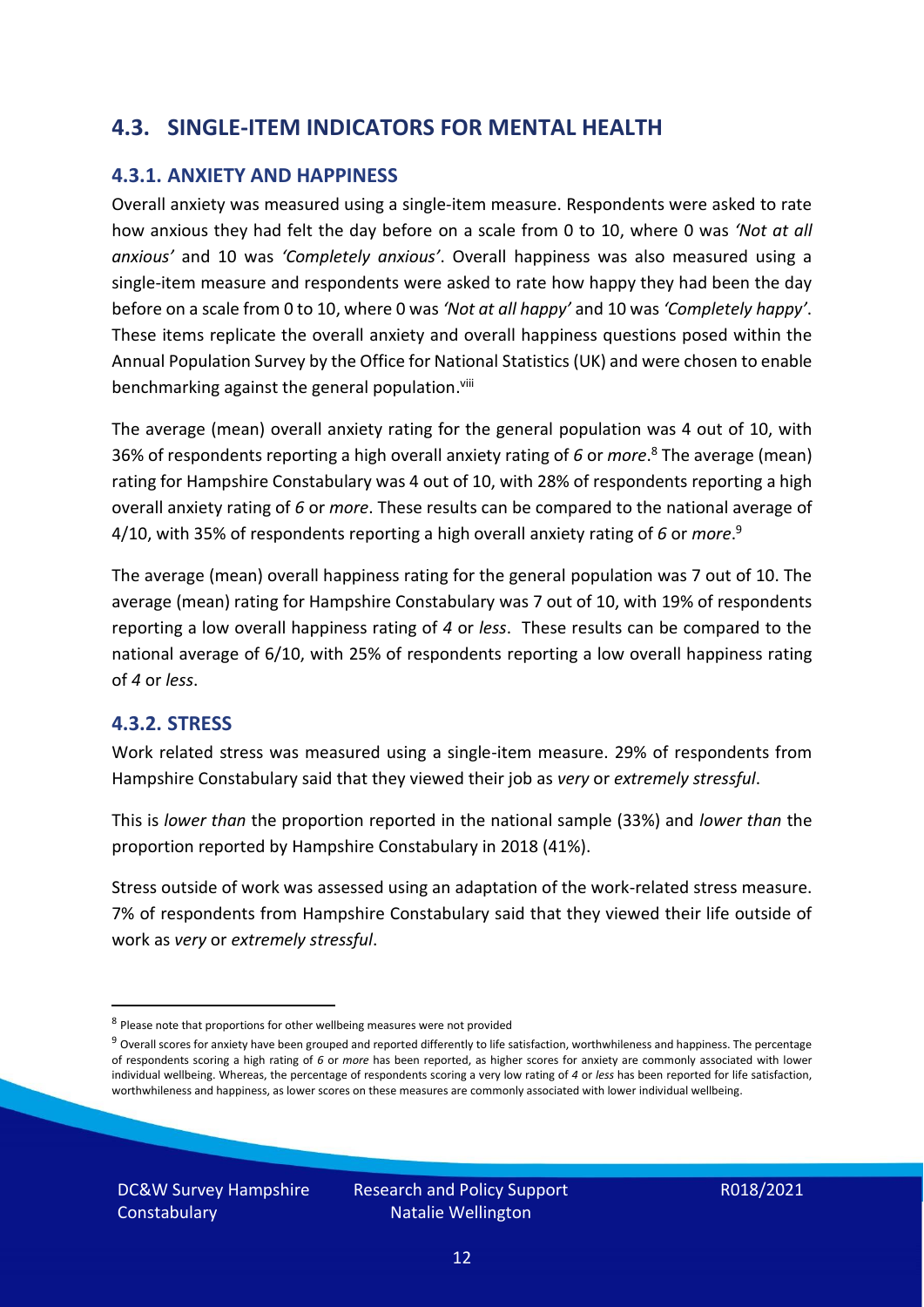## 4.3. SINGLE-ITEM INDICATORS FOR MENTAL HEALTH

### 4.3.1. ANXIETY AND HAPPINESS

Overall anxiety was measured using a single-item measure. Respondents were asked to rate how anxious they had felt the day before on a scale from 0 to 10, where 0 was *'Not at all anxious'* and 10 was *'Completely anxious'*. Overall happiness was also measured using a single-item measure and respondents were asked to rate how happy they had been the day before on a scale from 0 to 10, where 0 was *'Not at all happy'* and 10 was *'Completely happy'*. These items replicate the overall anxiety and overall happiness questions posed within the Annual Population Survey by the Office for National Statistics (UK) and were chosen to enable benchmarking against the general population.[viii]

The average (mean) overall anxiety rating for the general population was 4 out of 10, with 36% of respondents reporting a high overall anxiety rating of *6* or *more*.[8] The average (mean) rating for Hampshire Constabulary was 4 out of 10, with 28% of respondents reporting a high overall anxiety rating of *6* or *more*. These results can be compared to the national average of 4/10, with 35% of respondents reporting a high overall anxiety rating of *6* or *more*.[9]

The average (mean) overall happiness rating for the general population was 7 out of 10. The average (mean) rating for Hampshire Constabulary was 7 out of 10, with 19% of respondents reporting a low overall happiness rating of *4* or *less*. These results can be compared to the national average of 6/10, with 25% of respondents reporting a low overall happiness rating of *4* or *less*.

### 4.3.2. STRESS

Work related stress was measured using a single-item measure. 29% of respondents from Hampshire Constabulary said that they viewed their job as *very* or *extremely stressful*.

This is *lower than* the proportion reported in the national sample (33%) and *lower than* the proportion reported by Hampshire Constabulary in 2018 (41%).

Stress outside of work was assessed using an adaptation of the work-related stress measure. 7% of respondents from Hampshire Constabulary said that they viewed their life outside of work as *very* or *extremely stressful*.

---

[8] Please note that proportions for other wellbeing measures were not provided

[9] Overall scores for anxiety have been grouped and reported differently to life satisfaction, worthwhileness and happiness. The percentage of respondents scoring a high rating of *6* or *more* has been reported, as higher scores for anxiety are commonly associated with lower individual wellbeing. Whereas, the percentage of respondents scoring a very low rating of *4* or *less* has been reported for life satisfaction, worthwhileness and happiness, as lower scores on these measures are commonly associated with lower individual wellbeing.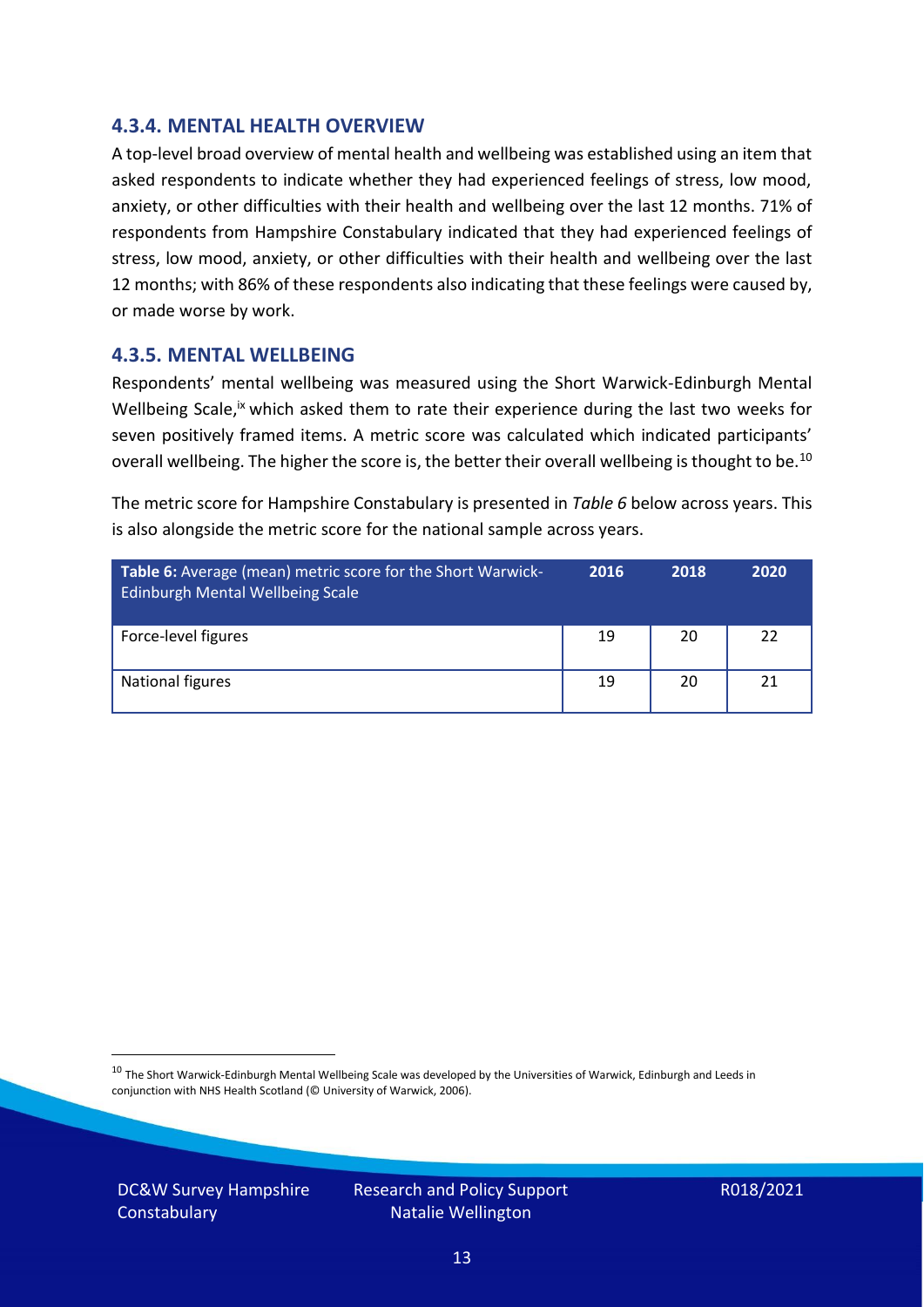### 4.3.4. MENTAL HEALTH OVERVIEW

A top-level broad overview of mental health and wellbeing was established using an item that asked respondents to indicate whether they had experienced feelings of stress, low mood, anxiety, or other difficulties with their health and wellbeing over the last 12 months. 71% of respondents from Hampshire Constabulary indicated that they had experienced feelings of stress, low mood, anxiety, or other difficulties with their health and wellbeing over the last 12 months; with 86% of these respondents also indicating that these feelings were caused by, or made worse by work.

### 4.3.5. MENTAL WELLBEING

Respondents' mental wellbeing was measured using the Short Warwick-Edinburgh Mental Wellbeing Scale,[ix] which asked them to rate their experience during the last two weeks for seven positively framed items. A metric score was calculated which indicated participants' overall wellbeing. The higher the score is, the better their overall wellbeing is thought to be.[10]

The metric score for Hampshire Constabulary is presented in *Table 6* below across years. This is also alongside the metric score for the national sample across years.

| **Table 6:** Average (mean) metric score for the Short Warwick-Edinburgh Mental Wellbeing Scale | 2016 | 2018 | 2020 |
|---|---|---|---|
| Force-level figures | 19 | 20 | 22 |
| National figures | 19 | 20 | 21 |

[10] The Short Warwick-Edinburgh Mental Wellbeing Scale was developed by the Universities of Warwick, Edinburgh and Leeds in conjunction with NHS Health Scotland (© University of Warwick, 2006).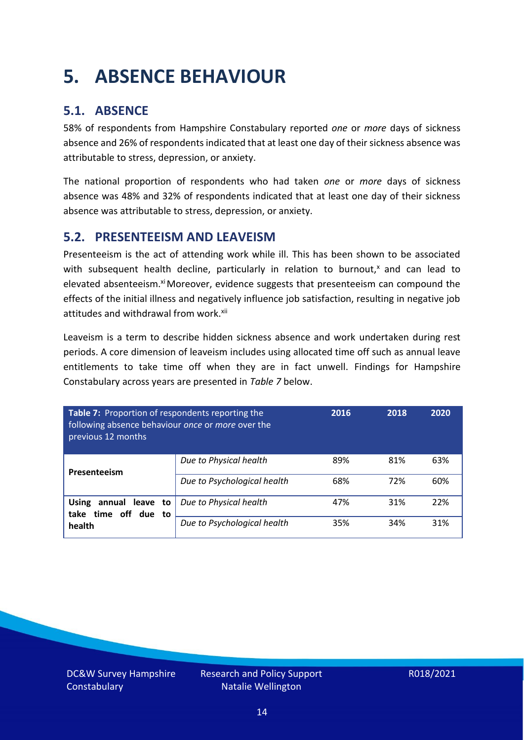# 5. ABSENCE BEHAVIOUR

## 5.1. ABSENCE

58% of respondents from Hampshire Constabulary reported *one* or *more* days of sickness absence and 26% of respondents indicated that at least one day of their sickness absence was attributable to stress, depression, or anxiety.

The national proportion of respondents who had taken *one* or *more* days of sickness absence was 48% and 32% of respondents indicated that at least one day of their sickness absence was attributable to stress, depression, or anxiety.

## 5.2. PRESENTEEISM AND LEAVEISM

Presenteeism is the act of attending work while ill. This has been shown to be associated with subsequent health decline, particularly in relation to burnout,[x] and can lead to elevated absenteeism.[xi] Moreover, evidence suggests that presenteeism can compound the effects of the initial illness and negatively influence job satisfaction, resulting in negative job attitudes and withdrawal from work.[xii]

Leaveism is a term to describe hidden sickness absence and work undertaken during rest periods. A core dimension of leaveism includes using allocated time off such as annual leave entitlements to take time off when they are in fact unwell. Findings for Hampshire Constabulary across years are presented in *Table 7* below.

| **Table 7:** Proportion of respondents reporting the following absence behaviour *once* or *more* over the previous 12 months | | 2016 | 2018 | 2020 |
|---|---|---|---|---|
| **Presenteeism** | *Due to Physical health* | 89% | 81% | 63% |
| | *Due to Psychological health* | 68% | 72% | 60% |
| **Using annual leave to take time off due to health** | *Due to Physical health* | 47% | 31% | 22% |
| | *Due to Psychological health* | 35% | 34% | 31% |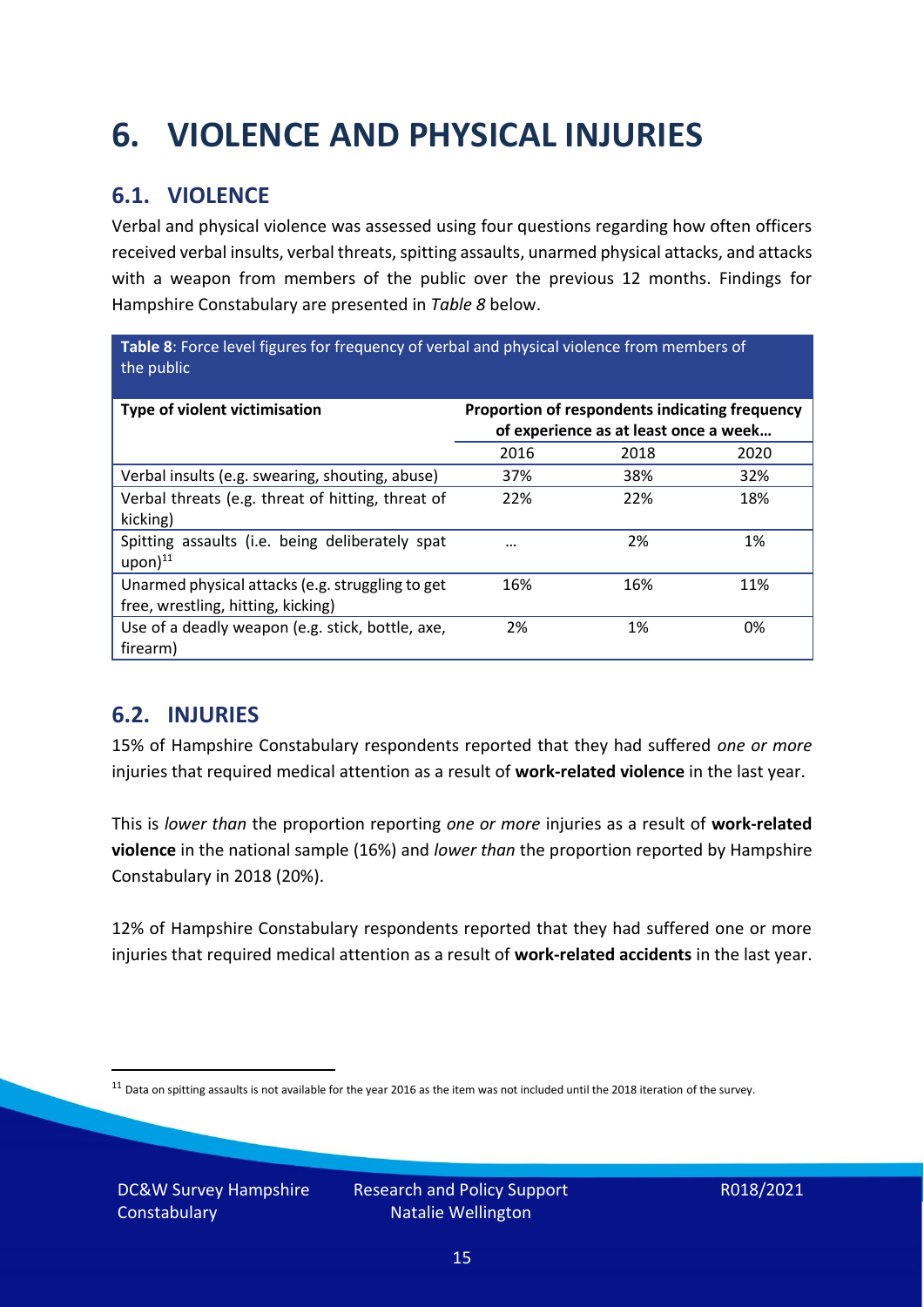# 6. VIOLENCE AND PHYSICAL INJURIES

## 6.1. VIOLENCE

Verbal and physical violence was assessed using four questions regarding how often officers received verbal insults, verbal threats, spitting assaults, unarmed physical attacks, and attacks with a weapon from members of the public over the previous 12 months. Findings for Hampshire Constabulary are presented in *Table 8* below.

**Table 8**: Force level figures for frequency of verbal and physical violence from members of the public

| Type of violent victimisation | Proportion of respondents indicating frequency of experience as at least once a week… | | |
|---|---|---|---|
| | 2016 | 2018 | 2020 |
| Verbal insults (e.g. swearing, shouting, abuse) | 37% | 38% | 32% |
| Verbal threats (e.g. threat of hitting, threat of kicking) | 22% | 22% | 18% |
| Spitting assaults (i.e. being deliberately spat upon)[11] | … | 2% | 1% |
| Unarmed physical attacks (e.g. struggling to get free, wrestling, hitting, kicking) | 16% | 16% | 11% |
| Use of a deadly weapon (e.g. stick, bottle, axe, firearm) | 2% | 1% | 0% |

## 6.2. INJURIES

15% of Hampshire Constabulary respondents reported that they had suffered *one or more* injuries that required medical attention as a result of **work-related violence** in the last year.

This is *lower than* the proportion reporting *one or more* injuries as a result of **work-related violence** in the national sample (16%) and *lower than* the proportion reported by Hampshire Constabulary in 2018 (20%).

12% of Hampshire Constabulary respondents reported that they had suffered one or more injuries that required medical attention as a result of **work-related accidents** in the last year.

[11] Data on spitting assaults is not available for the year 2016 as the item was not included until the 2018 iteration of the survey.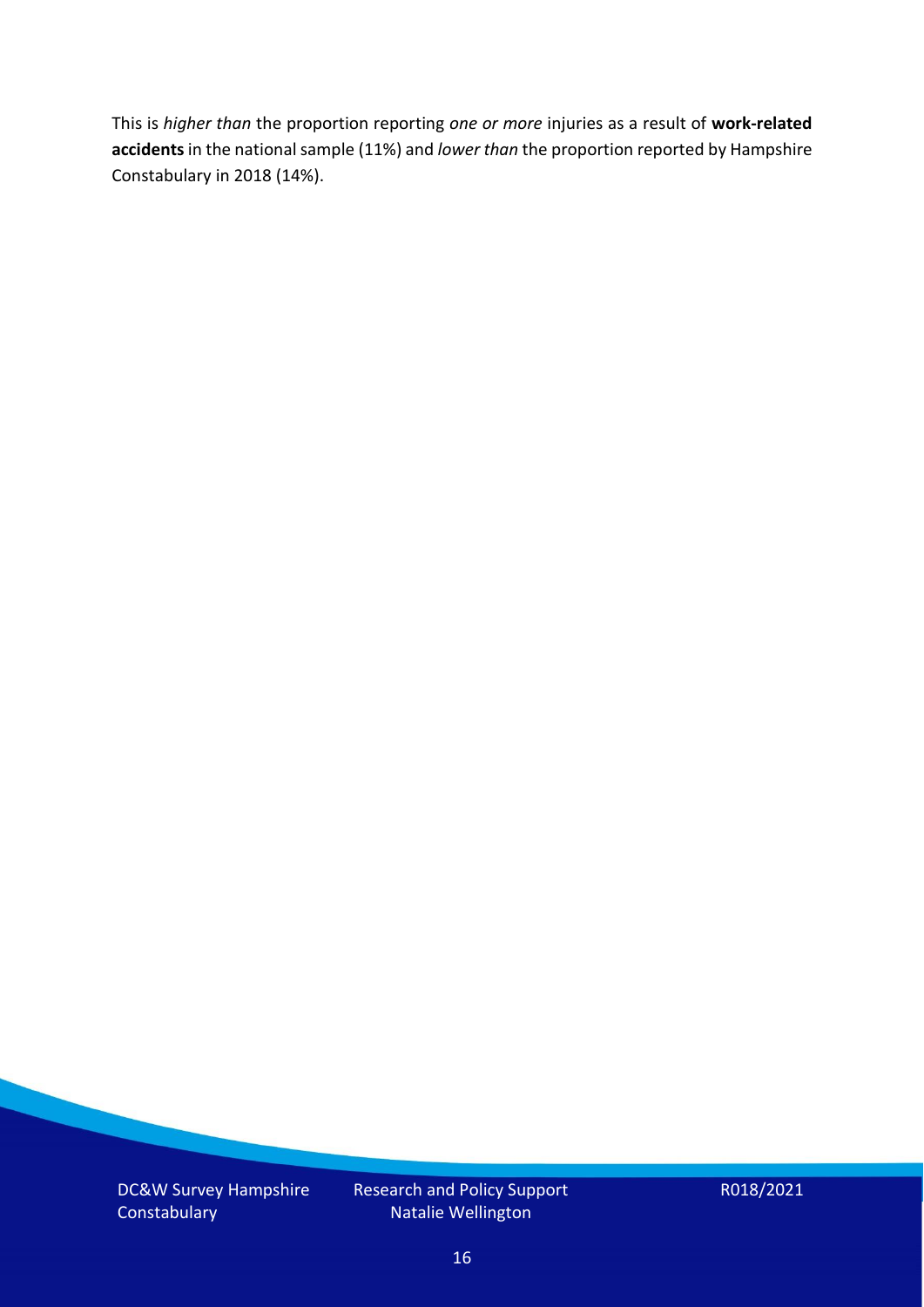This is *higher than* the proportion reporting *one or more* injuries as a result of **work-related accidents** in the national sample (11%) and *lower than* the proportion reported by Hampshire Constabulary in 2018 (14%).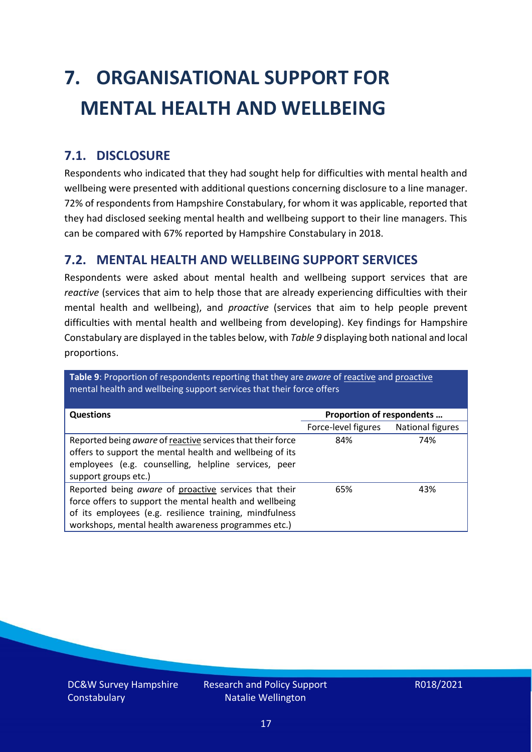# 7. ORGANISATIONAL SUPPORT FOR MENTAL HEALTH AND WELLBEING

## 7.1. DISCLOSURE

Respondents who indicated that they had sought help for difficulties with mental health and wellbeing were presented with additional questions concerning disclosure to a line manager. 72% of respondents from Hampshire Constabulary, for whom it was applicable, reported that they had disclosed seeking mental health and wellbeing support to their line managers. This can be compared with 67% reported by Hampshire Constabulary in 2018.

## 7.2. MENTAL HEALTH AND WELLBEING SUPPORT SERVICES

Respondents were asked about mental health and wellbeing support services that are *reactive* (services that aim to help those that are already experiencing difficulties with their mental health and wellbeing), and *proactive* (services that aim to help people prevent difficulties with mental health and wellbeing from developing). Key findings for Hampshire Constabulary are displayed in the tables below, with *Table 9* displaying both national and local proportions.

**Table 9**: Proportion of respondents reporting that they are *aware* of reactive and proactive mental health and wellbeing support services that their force offers

| Questions | Proportion of respondents … | |
|---|---|---|
| | Force-level figures | National figures |
| Reported being *aware* of reactive services that their force offers to support the mental health and wellbeing of its employees (e.g. counselling, helpline services, peer support groups etc.) | 84% | 74% |
| Reported being *aware* of proactive services that their force offers to support the mental health and wellbeing of its employees (e.g. resilience training, mindfulness workshops, mental health awareness programmes etc.) | 65% | 43% |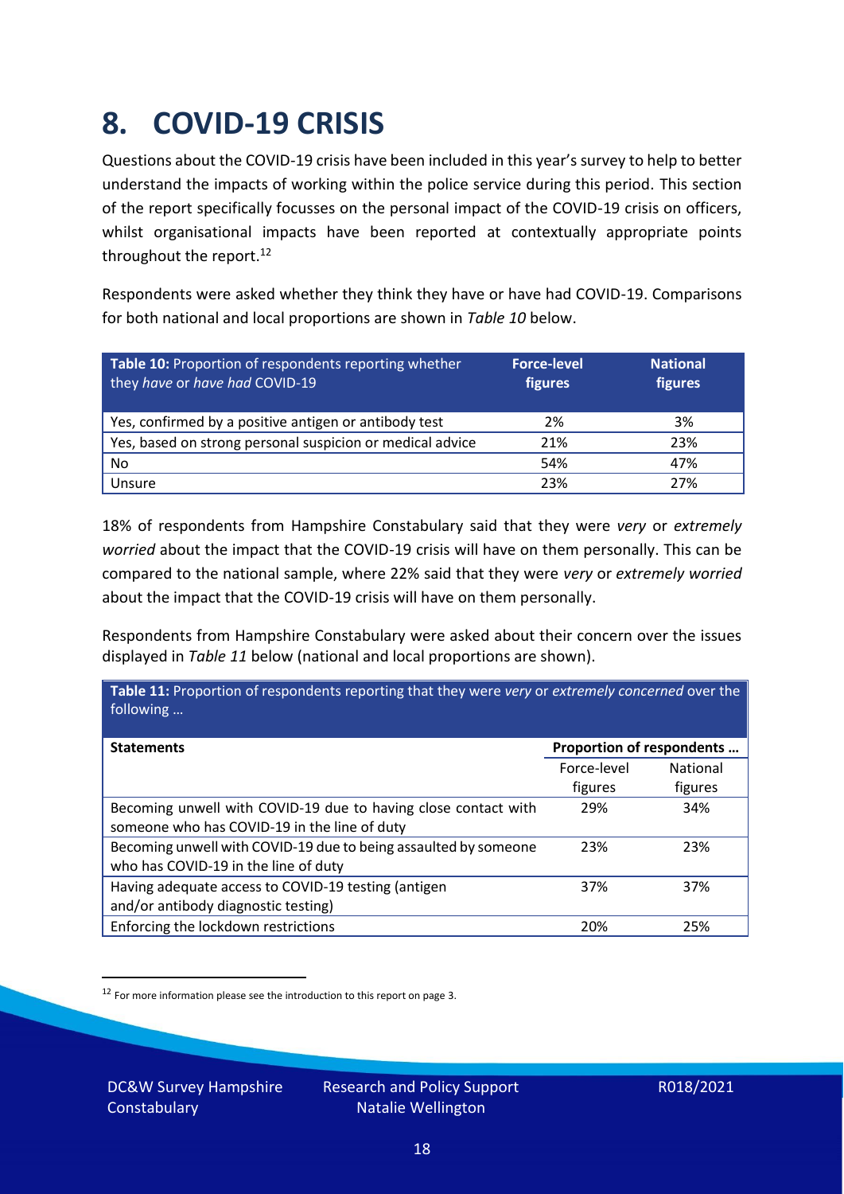# 8. COVID-19 CRISIS

Questions about the COVID-19 crisis have been included in this year's survey to help to better understand the impacts of working within the police service during this period. This section of the report specifically focusses on the personal impact of the COVID-19 crisis on officers, whilst organisational impacts have been reported at contextually appropriate points throughout the report.[12]

Respondents were asked whether they think they have or have had COVID-19. Comparisons for both national and local proportions are shown in *Table 10* below.

| **Table 10:** Proportion of respondents reporting whether they *have* or *have had* COVID-19 | **Force-level figures** | **National figures** |
|---|---|---|
| Yes, confirmed by a positive antigen or antibody test | 2% | 3% |
| Yes, based on strong personal suspicion or medical advice | 21% | 23% |
| No | 54% | 47% |
| Unsure | 23% | 27% |

18% of respondents from Hampshire Constabulary said that they were *very* or *extremely worried* about the impact that the COVID-19 crisis will have on them personally. This can be compared to the national sample, where 22% said that they were *very* or *extremely worried* about the impact that the COVID-19 crisis will have on them personally.

Respondents from Hampshire Constabulary were asked about their concern over the issues displayed in *Table 11* below (national and local proportions are shown).

**Table 11:** Proportion of respondents reporting that they were *very* or *extremely concerned* over the following …

| **Statements** | **Proportion of respondents …** | |
|---|---|---|
| | Force-level figures | National figures |
| Becoming unwell with COVID-19 due to having close contact with someone who has COVID-19 in the line of duty | 29% | 34% |
| Becoming unwell with COVID-19 due to being assaulted by someone who has COVID-19 in the line of duty | 23% | 23% |
| Having adequate access to COVID-19 testing (antigen and/or antibody diagnostic testing) | 37% | 37% |
| Enforcing the lockdown restrictions | 20% | 25% |

[12] For more information please see the introduction to this report on page 3.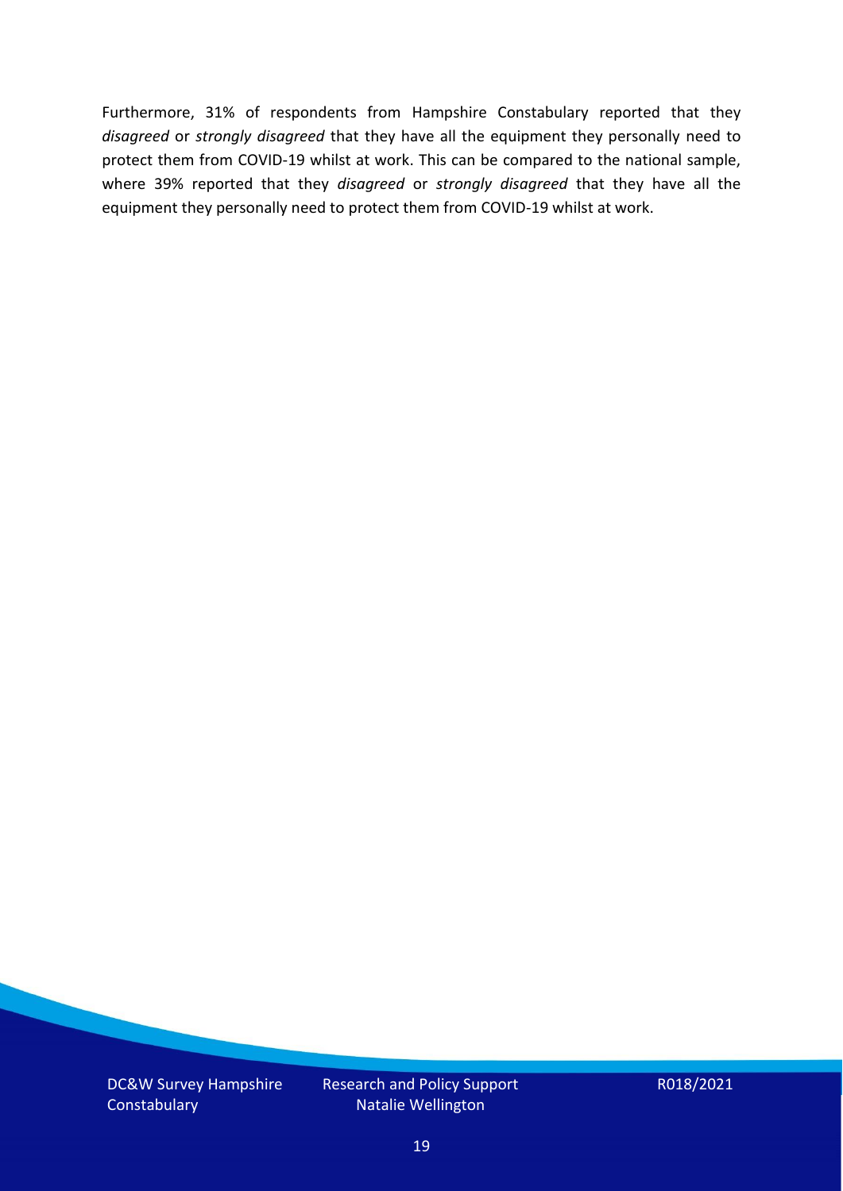Furthermore, 31% of respondents from Hampshire Constabulary reported that they *disagreed* or *strongly disagreed* that they have all the equipment they personally need to protect them from COVID-19 whilst at work. This can be compared to the national sample, where 39% reported that they *disagreed* or *strongly disagreed* that they have all the equipment they personally need to protect them from COVID-19 whilst at work.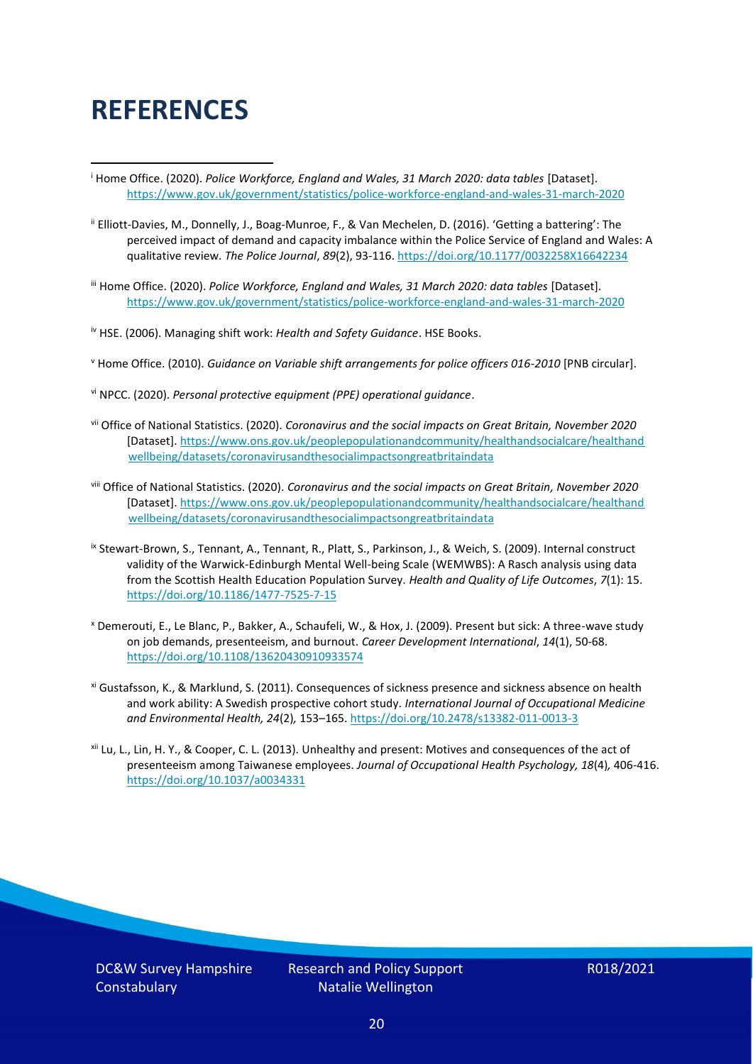# REFERENCES

[i] Home Office. (2020). *Police Workforce, England and Wales, 31 March 2020: data tables* [Dataset]. https://www.gov.uk/government/statistics/police-workforce-england-and-wales-31-march-2020

[ii] Elliott-Davies, M., Donnelly, J., Boag-Munroe, F., & Van Mechelen, D. (2016). 'Getting a battering': The perceived impact of demand and capacity imbalance within the Police Service of England and Wales: A qualitative review. *The Police Journal*, *89*(2), 93-116. https://doi.org/10.1177/0032258X16642234

[iii] Home Office. (2020). *Police Workforce, England and Wales, 31 March 2020: data tables* [Dataset]. https://www.gov.uk/government/statistics/police-workforce-england-and-wales-31-march-2020

[iv] HSE. (2006). Managing shift work: *Health and Safety Guidance*. HSE Books.

[v] Home Office. (2010). *Guidance on Variable shift arrangements for police officers 016-2010* [PNB circular].

[vi] NPCC. (2020). *Personal protective equipment (PPE) operational guidance*.

[vii] Office of National Statistics. (2020). *Coronavirus and the social impacts on Great Britain, November 2020* [Dataset]. https://www.ons.gov.uk/peoplepopulationandcommunity/healthandsocialcare/healthandwellbeing/datasets/coronavirusandthesocialimpactsongreatbritaindata

[viii] Office of National Statistics. (2020). *Coronavirus and the social impacts on Great Britain, November 2020* [Dataset]. https://www.ons.gov.uk/peoplepopulationandcommunity/healthandsocialcare/healthandwellbeing/datasets/coronavirusandthesocialimpactsongreatbritaindata

[ix] Stewart-Brown, S., Tennant, A., Tennant, R., Platt, S., Parkinson, J., & Weich, S. (2009). Internal construct validity of the Warwick-Edinburgh Mental Well-being Scale (WEMWBS): A Rasch analysis using data from the Scottish Health Education Population Survey. *Health and Quality of Life Outcomes*, *7*(1): 15. https://doi.org/10.1186/1477-7525-7-15

[x] Demerouti, E., Le Blanc, P., Bakker, A., Schaufeli, W., & Hox, J. (2009). Present but sick: A three-wave study on job demands, presenteeism, and burnout. *Career Development International*, *14*(1), 50-68. https://doi.org/10.1108/13620430910933574

[xi] Gustafsson, K., & Marklund, S. (2011). Consequences of sickness presence and sickness absence on health and work ability: A Swedish prospective cohort study. *International Journal of Occupational Medicine and Environmental Health, 24*(2)*,* 153–165. https://doi.org/10.2478/s13382-011-0013-3

[xii] Lu, L., Lin, H. Y., & Cooper, C. L. (2013). Unhealthy and present: Motives and consequences of the act of presenteeism among Taiwanese employees. *Journal of Occupational Health Psychology, 18*(4)*,* 406-416. https://doi.org/10.1037/a0034331